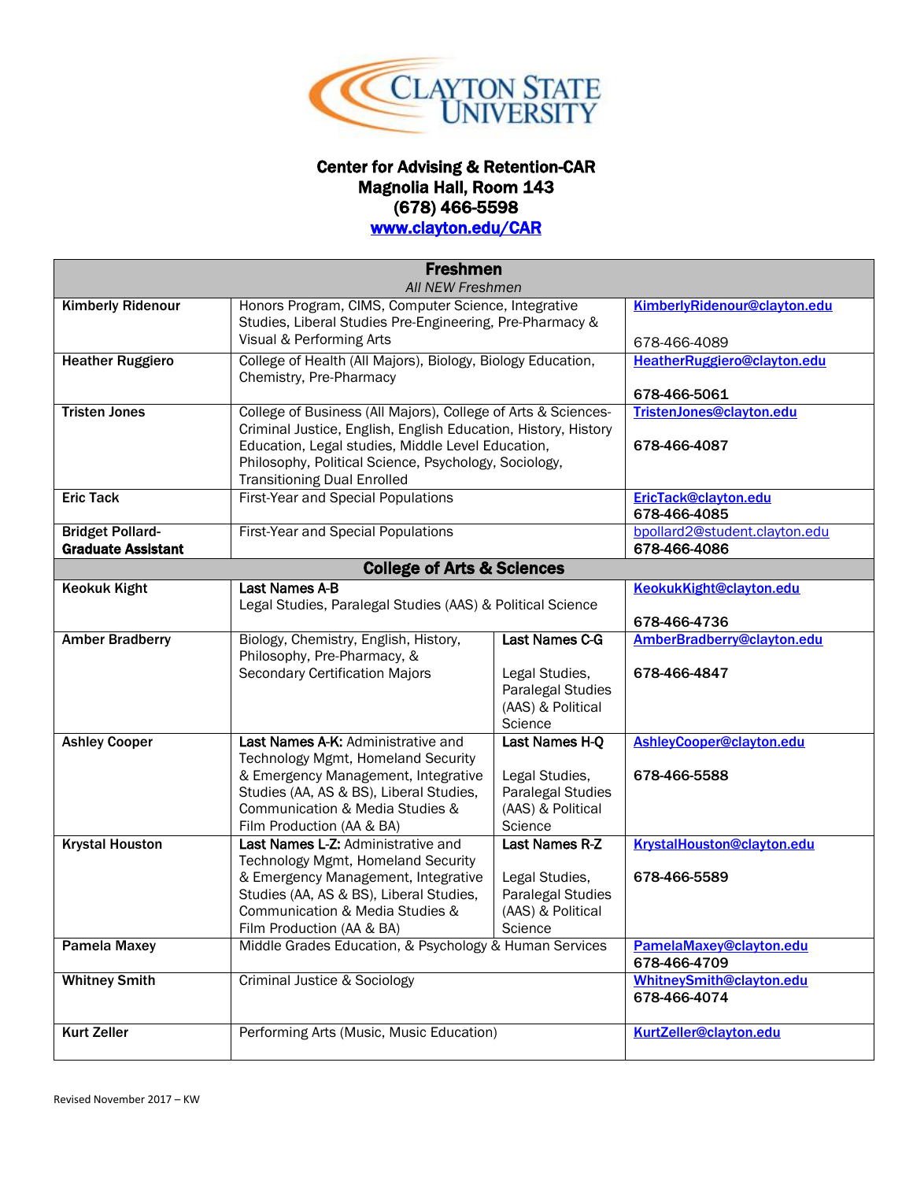# Clayton State University

## Center for Advising & Retention-CAR
**Magnolia Hall, Room 143**
**(678) 466-5598**
**www.clayton.edu/CAR**

| Freshmen | | | |
|---|---|---|---|
| *All NEW Freshmen* | | | |
| **Kimberly Ridenour** | Honors Program, CIMS, Computer Science, Integrative Studies, Liberal Studies Pre-Engineering, Pre-Pharmacy & Visual & Performing Arts | | KimberlyRidenour@clayton.edu 678-466-4089 |
| **Heather Ruggiero** | College of Health (All Majors), Biology, Biology Education, Chemistry, Pre-Pharmacy | | HeatherRuggiero@clayton.edu 678-466-5061 |
| **Tristen Jones** | College of Business (All Majors), College of Arts & Sciences-Criminal Justice, English, English Education, History, History Education, Legal studies, Middle Level Education, Philosophy, Political Science, Psychology, Sociology, Transitioning Dual Enrolled | | TristenJones@clayton.edu 678-466-4087 |
| **Eric Tack** | First-Year and Special Populations | | EricTack@clayton.edu 678-466-4085 |
| **Bridget Pollard-Graduate Assistant** | First-Year and Special Populations | | bpollard2@student.clayton.edu 678-466-4086 |
| **College of Arts & Sciences** | | | |
| **Keokuk Kight** | Last Names A-B Legal Studies, Paralegal Studies (AAS) & Political Science | | KeokukKight@clayton.edu 678-466-4736 |
| **Amber Bradberry** | Biology, Chemistry, English, History, Philosophy, Pre-Pharmacy, & Secondary Certification Majors | Last Names C-G Legal Studies, Paralegal Studies (AAS) & Political Science | AmberBradberry@clayton.edu 678-466-4847 |
| **Ashley Cooper** | Last Names A-K: Administrative and Technology Mgmt, Homeland Security & Emergency Management, Integrative Studies (AA, AS & BS), Liberal Studies, Communication & Media Studies & Film Production (AA & BA) | Last Names H-Q Legal Studies, Paralegal Studies (AAS) & Political Science | AshleyCooper@clayton.edu 678-466-5588 |
| **Krystal Houston** | Last Names L-Z: Administrative and Technology Mgmt, Homeland Security & Emergency Management, Integrative Studies (AA, AS & BS), Liberal Studies, Communication & Media Studies & Film Production (AA & BA) | Last Names R-Z Legal Studies, Paralegal Studies (AAS) & Political Science | KrystalHouston@clayton.edu 678-466-5589 |
| **Pamela Maxey** | Middle Grades Education, & Psychology & Human Services | | PamelaMaxey@clayton.edu 678-466-4709 |
| **Whitney Smith** | Criminal Justice & Sociology | | WhitneySmith@clayton.edu 678-466-4074 |
| **Kurt Zeller** | Performing Arts (Music, Music Education) | | KurtZeller@clayton.edu |

Revised November 2017 – KW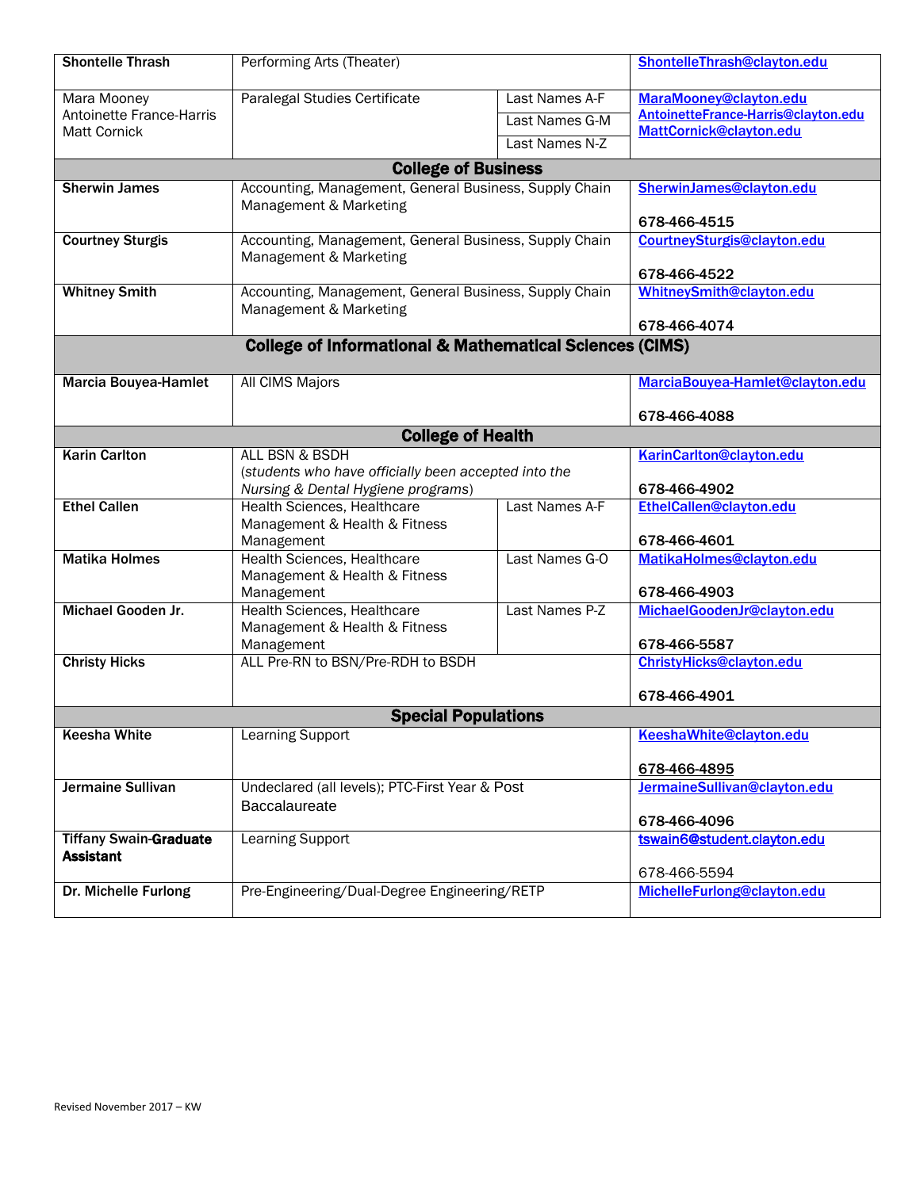| | | | |
|---|---|---|---|
| **Shontelle Thrash** | Performing Arts (Theater) | | ShontelleThrash@clayton.edu |
| Mara Mooney<br>Antoinette France-Harris<br>Matt Cornick | Paralegal Studies Certificate | Last Names A-F<br>Last Names G-M<br>Last Names N-Z | MaraMooney@clayton.edu<br>AntoinetteFrance-Harris@clayton.edu<br>MattCornick@clayton.edu |
| **College of Business** | | | |
| **Sherwin James** | Accounting, Management, General Business, Supply Chain Management & Marketing | | SherwinJames@clayton.edu<br>678-466-4515 |
| **Courtney Sturgis** | Accounting, Management, General Business, Supply Chain Management & Marketing | | CourtneySturgis@clayton.edu<br>678-466-4522 |
| **Whitney Smith** | Accounting, Management, General Business, Supply Chain Management & Marketing | | WhitneySmith@clayton.edu<br>678-466-4074 |
| **College of Informational & Mathematical Sciences (CIMS)** | | | |
| **Marcia Bouyea-Hamlet** | All CIMS Majors | | MarciaBouyea-Hamlet@clayton.edu<br>678-466-4088 |
| **College of Health** | | | |
| **Karin Carlton** | ALL BSN & BSDH<br>*(students who have officially been accepted into the Nursing & Dental Hygiene programs)* | | KarinCarlton@clayton.edu<br>678-466-4902 |
| **Ethel Callen** | Health Sciences, Healthcare Management & Health & Fitness Management | Last Names A-F | EthelCallen@clayton.edu<br>678-466-4601 |
| **Matika Holmes** | Health Sciences, Healthcare Management & Health & Fitness Management | Last Names G-O | MatikaHolmes@clayton.edu<br>678-466-4903 |
| **Michael Gooden Jr.** | Health Sciences, Healthcare Management & Health & Fitness Management | Last Names P-Z | MichaelGoodenJr@clayton.edu<br>678-466-5587 |
| **Christy Hicks** | ALL Pre-RN to BSN/Pre-RDH to BSDH | | ChristyHicks@clayton.edu<br>678-466-4901 |
| **Special Populations** | | | |
| **Keesha White** | Learning Support | | KeeshaWhite@clayton.edu<br>678-466-4895 |
| **Jermaine Sullivan** | Undeclared (all levels); PTC-First Year & Post Baccalaureate | | JermaineSullivan@clayton.edu<br>678-466-4096 |
| **Tiffany Swain-Graduate Assistant** | Learning Support | | tswain6@student.clayton.edu<br>678-466-5594 |
| **Dr. Michelle Furlong** | Pre-Engineering/Dual-Degree Engineering/RETP | | MichelleFurlong@clayton.edu |

Revised November 2017 – KW